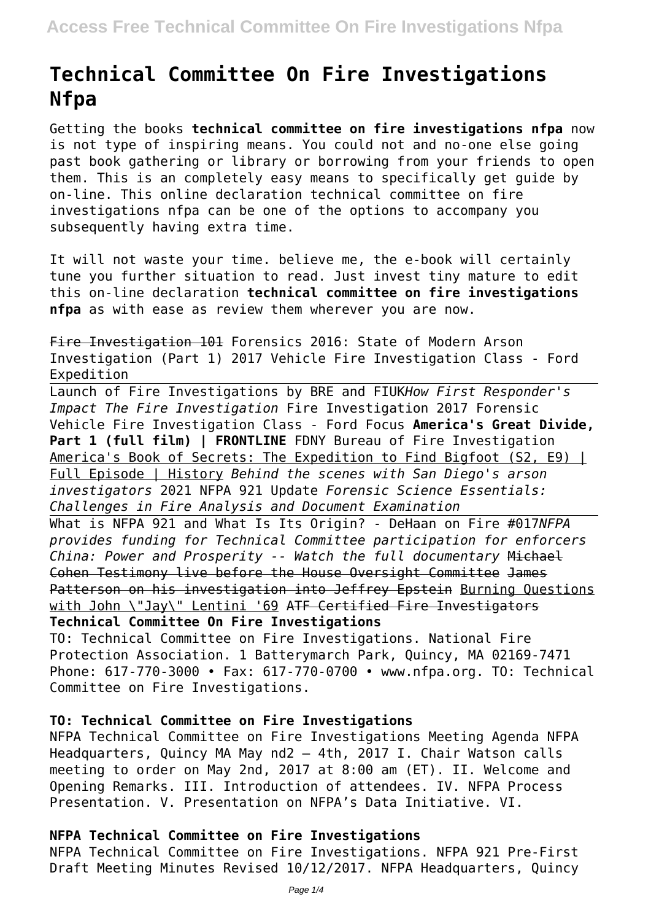# Technical Committee On Fire Investigations Nfpa

Getting the books **technical committee on fire investigations nfpa** now is not type of inspiring means. You could not and no-one else going past book gathering or library or borrowing from your friends to open them. This is an completely easy means to specifically get guide by on-line. This online declaration technical committee on fire investigations nfpa can be one of the options to accompany you subsequently having extra time.

It will not waste your time. believe me, the e-book will certainly tune you further situation to read. Just invest tiny mature to edit this on-line declaration **technical committee on fire investigations nfpa** as with ease as review them wherever you are now.

~~Fire Investigation 101~~ Forensics 2016: State of Modern Arson Investigation (Part 1) 2017 Vehicle Fire Investigation Class - Ford Expedition

Launch of Fire Investigations by BRE and FIUK *How First Responder's Impact The Fire Investigation* Fire Investigation 2017 Forensic Vehicle Fire Investigation Class - Ford Focus **America's Great Divide, Part 1 (full film) | FRONTLINE** FDNY Bureau of Fire Investigation America's Book of Secrets: The Expedition to Find Bigfoot (S2, E9) | Full Episode | History *Behind the scenes with San Diego's arson investigators* 2021 NFPA 921 Update *Forensic Science Essentials: Challenges in Fire Analysis and Document Examination*

What is NFPA 921 and What Is Its Origin? - DeHaan on Fire #017 *NFPA provides funding for Technical Committee participation for enforcers China: Power and Prosperity -- Watch the full documentary* ~~Michael Cohen Testimony live before the House Oversight Committee~~ ~~James Patterson on his investigation into Jeffrey Epstein~~ Burning Questions with John \"Jay\" Lentini '69 ~~ATF Certified Fire Investigators~~

**Technical Committee On Fire Investigations**

TO: Technical Committee on Fire Investigations. National Fire Protection Association. 1 Batterymarch Park, Quincy, MA 02169-7471 Phone: 617-770-3000 • Fax: 617-770-0700 • www.nfpa.org. TO: Technical Committee on Fire Investigations.

**TO: Technical Committee on Fire Investigations**

NFPA Technical Committee on Fire Investigations Meeting Agenda NFPA Headquarters, Quincy MA May nd2 – 4th, 2017 I. Chair Watson calls meeting to order on May 2nd, 2017 at 8:00 am (ET). II. Welcome and Opening Remarks. III. Introduction of attendees. IV. NFPA Process Presentation. V. Presentation on NFPA's Data Initiative. VI.

**NFPA Technical Committee on Fire Investigations**

NFPA Technical Committee on Fire Investigations. NFPA 921 Pre-First Draft Meeting Minutes Revised 10/12/2017. NFPA Headquarters, Quincy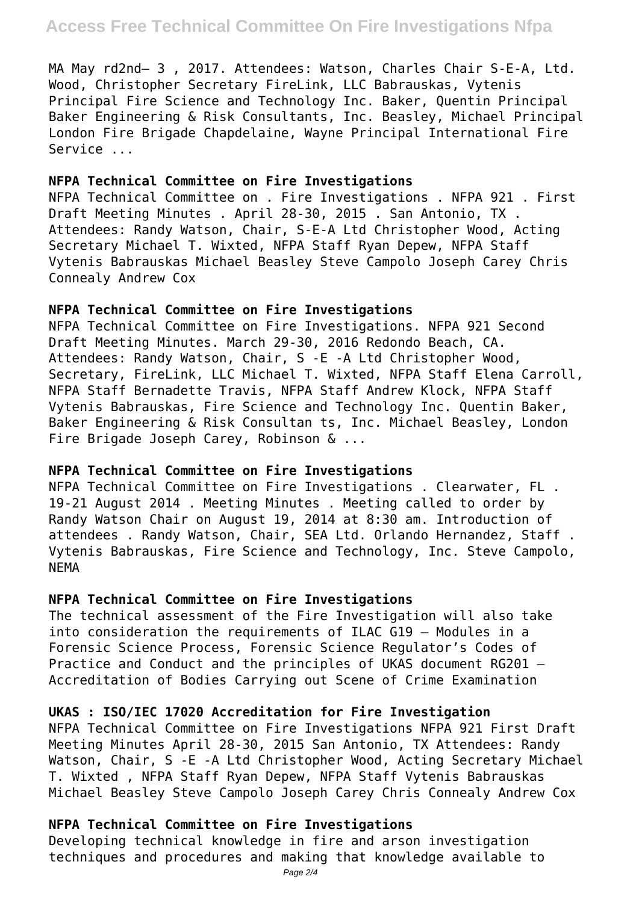MA May rd2nd– 3 , 2017. Attendees: Watson, Charles Chair S-E-A, Ltd. Wood, Christopher Secretary FireLink, LLC Babrauskas, Vytenis Principal Fire Science and Technology Inc. Baker, Quentin Principal Baker Engineering & Risk Consultants, Inc. Beasley, Michael Principal London Fire Brigade Chapdelaine, Wayne Principal International Fire Service ...

**NFPA Technical Committee on Fire Investigations**

NFPA Technical Committee on . Fire Investigations . NFPA 921 . First Draft Meeting Minutes . April 28-30, 2015 . San Antonio, TX . Attendees: Randy Watson, Chair, S-E-A Ltd Christopher Wood, Acting Secretary Michael T. Wixted, NFPA Staff Ryan Depew, NFPA Staff Vytenis Babrauskas Michael Beasley Steve Campolo Joseph Carey Chris Connealy Andrew Cox

**NFPA Technical Committee on Fire Investigations**

NFPA Technical Committee on Fire Investigations. NFPA 921 Second Draft Meeting Minutes. March 29-30, 2016 Redondo Beach, CA. Attendees: Randy Watson, Chair, S -E -A Ltd Christopher Wood, Secretary, FireLink, LLC Michael T. Wixted, NFPA Staff Elena Carroll, NFPA Staff Bernadette Travis, NFPA Staff Andrew Klock, NFPA Staff Vytenis Babrauskas, Fire Science and Technology Inc. Quentin Baker, Baker Engineering & Risk Consultan ts, Inc. Michael Beasley, London Fire Brigade Joseph Carey, Robinson & ...

**NFPA Technical Committee on Fire Investigations**

NFPA Technical Committee on Fire Investigations . Clearwater, FL . 19-21 August 2014 . Meeting Minutes . Meeting called to order by Randy Watson Chair on August 19, 2014 at 8:30 am. Introduction of attendees . Randy Watson, Chair, SEA Ltd. Orlando Hernandez, Staff . Vytenis Babrauskas, Fire Science and Technology, Inc. Steve Campolo, NEMA

**NFPA Technical Committee on Fire Investigations**

The technical assessment of the Fire Investigation will also take into consideration the requirements of ILAC G19 – Modules in a Forensic Science Process, Forensic Science Regulator's Codes of Practice and Conduct and the principles of UKAS document RG201 – Accreditation of Bodies Carrying out Scene of Crime Examination

**UKAS : ISO/IEC 17020 Accreditation for Fire Investigation**

NFPA Technical Committee on Fire Investigations NFPA 921 First Draft Meeting Minutes April 28-30, 2015 San Antonio, TX Attendees: Randy Watson, Chair, S -E -A Ltd Christopher Wood, Acting Secretary Michael T. Wixted , NFPA Staff Ryan Depew, NFPA Staff Vytenis Babrauskas Michael Beasley Steve Campolo Joseph Carey Chris Connealy Andrew Cox

**NFPA Technical Committee on Fire Investigations**

Developing technical knowledge in fire and arson investigation techniques and procedures and making that knowledge available to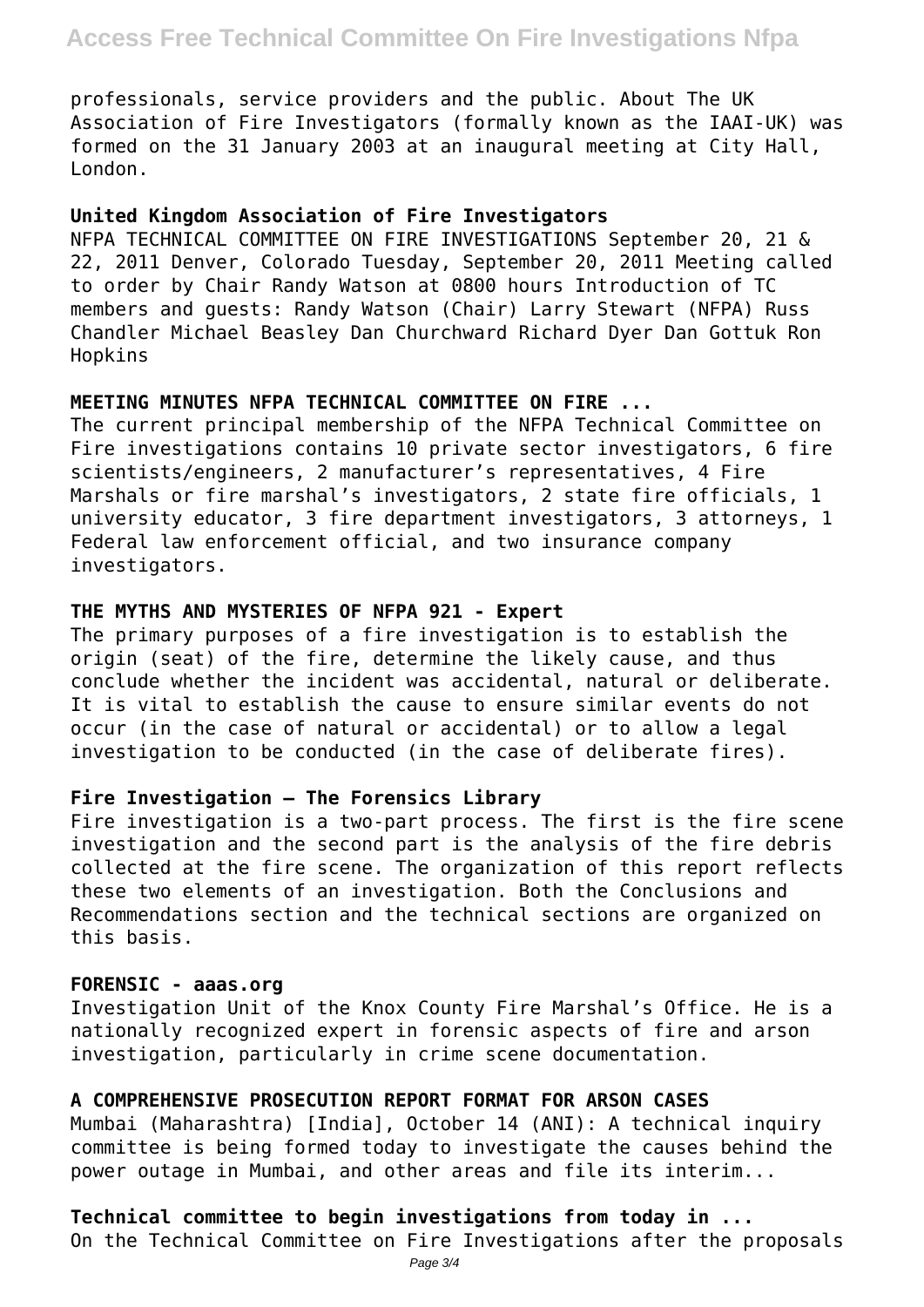professionals, service providers and the public. About The UK Association of Fire Investigators (formally known as the IAAI-UK) was formed on the 31 January 2003 at an inaugural meeting at City Hall, London.

### United Kingdom Association of Fire Investigators

NFPA TECHNICAL COMMITTEE ON FIRE INVESTIGATIONS September 20, 21 & 22, 2011 Denver, Colorado Tuesday, September 20, 2011 Meeting called to order by Chair Randy Watson at 0800 hours Introduction of TC members and guests: Randy Watson (Chair) Larry Stewart (NFPA) Russ Chandler Michael Beasley Dan Churchward Richard Dyer Dan Gottuk Ron Hopkins

### MEETING MINUTES NFPA TECHNICAL COMMITTEE ON FIRE ...

The current principal membership of the NFPA Technical Committee on Fire investigations contains 10 private sector investigators, 6 fire scientists/engineers, 2 manufacturer's representatives, 4 Fire Marshals or fire marshal's investigators, 2 state fire officials, 1 university educator, 3 fire department investigators, 3 attorneys, 1 Federal law enforcement official, and two insurance company investigators.

### THE MYTHS AND MYSTERIES OF NFPA 921 - Expert

The primary purposes of a fire investigation is to establish the origin (seat) of the fire, determine the likely cause, and thus conclude whether the incident was accidental, natural or deliberate. It is vital to establish the cause to ensure similar events do not occur (in the case of natural or accidental) or to allow a legal investigation to be conducted (in the case of deliberate fires).

### Fire Investigation – The Forensics Library

Fire investigation is a two-part process. The first is the fire scene investigation and the second part is the analysis of the fire debris collected at the fire scene. The organization of this report reflects these two elements of an investigation. Both the Conclusions and Recommendations section and the technical sections are organized on this basis.

### FORENSIC - aaas.org

Investigation Unit of the Knox County Fire Marshal's Office. He is a nationally recognized expert in forensic aspects of fire and arson investigation, particularly in crime scene documentation.

### A COMPREHENSIVE PROSECUTION REPORT FORMAT FOR ARSON CASES

Mumbai (Maharashtra) [India], October 14 (ANI): A technical inquiry committee is being formed today to investigate the causes behind the power outage in Mumbai, and other areas and file its interim...

### Technical committee to begin investigations from today in ...

On the Technical Committee on Fire Investigations after the proposals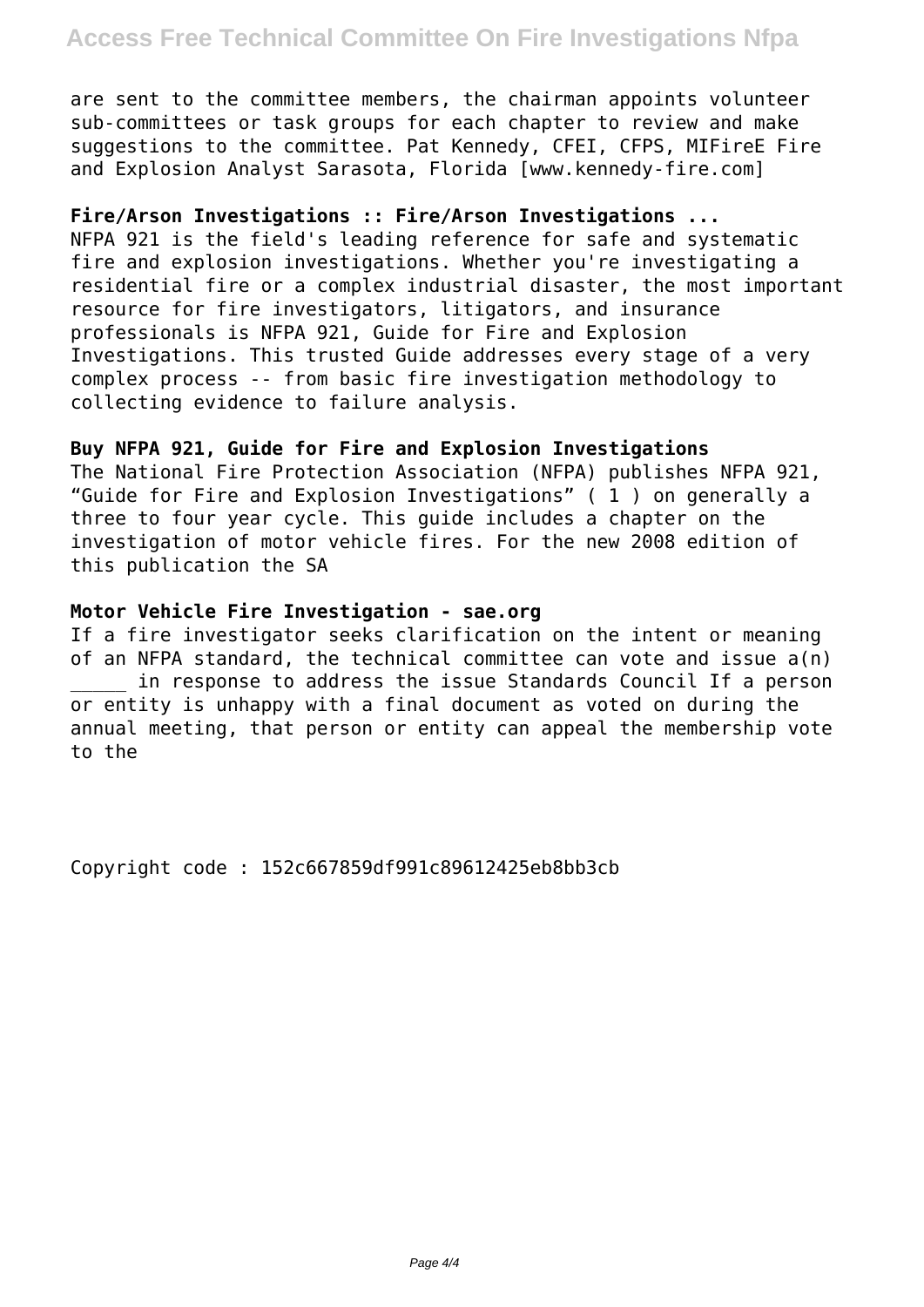are sent to the committee members, the chairman appoints volunteer sub-committees or task groups for each chapter to review and make suggestions to the committee. Pat Kennedy, CFEI, CFPS, MIFireE Fire and Explosion Analyst Sarasota, Florida [www.kennedy-fire.com]

**Fire/Arson Investigations :: Fire/Arson Investigations ...**

NFPA 921 is the field's leading reference for safe and systematic fire and explosion investigations. Whether you're investigating a residential fire or a complex industrial disaster, the most important resource for fire investigators, litigators, and insurance professionals is NFPA 921, Guide for Fire and Explosion Investigations. This trusted Guide addresses every stage of a very complex process -- from basic fire investigation methodology to collecting evidence to failure analysis.

**Buy NFPA 921, Guide for Fire and Explosion Investigations**

The National Fire Protection Association (NFPA) publishes NFPA 921, "Guide for Fire and Explosion Investigations" ( 1 ) on generally a three to four year cycle. This guide includes a chapter on the investigation of motor vehicle fires. For the new 2008 edition of this publication the SA

**Motor Vehicle Fire Investigation - sae.org**

If a fire investigator seeks clarification on the intent or meaning of an NFPA standard, the technical committee can vote and issue a(n) _____ in response to address the issue Standards Council If a person or entity is unhappy with a final document as voted on during the annual meeting, that person or entity can appeal the membership vote to the

Copyright code : 152c667859df991c89612425eb8bb3cb